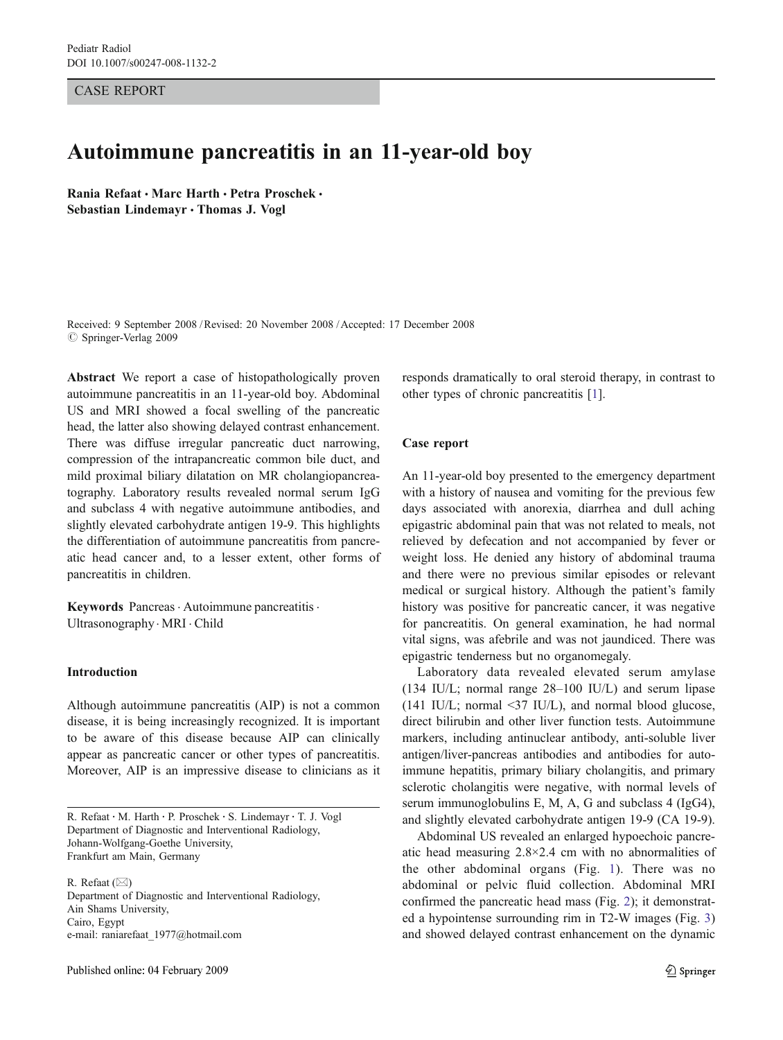CASE REPORT

# Autoimmune pancreatitis in an 11-year-old boy

**Rania Refaat · Marc Harth · Petra Proschek · Sebastian Lindemayr · Thomas J. Vogl**

Received: 9 September 2008 / Revised: 20 November 2008 / Accepted: 17 December 2008
© Springer-Verlag 2009

**Abstract** We report a case of histopathologically proven autoimmune pancreatitis in an 11-year-old boy. Abdominal US and MRI showed a focal swelling of the pancreatic head, the latter also showing delayed contrast enhancement. There was diffuse irregular pancreatic duct narrowing, compression of the intrapancreatic common bile duct, and mild proximal biliary dilatation on MR cholangiopancreatography. Laboratory results revealed normal serum IgG and subclass 4 with negative autoimmune antibodies, and slightly elevated carbohydrate antigen 19-9. This highlights the differentiation of autoimmune pancreatitis from pancreatic head cancer and, to a lesser extent, other forms of pancreatitis in children.

**Keywords** Pancreas · Autoimmune pancreatitis · Ultrasonography · MRI · Child

## Introduction

Although autoimmune pancreatitis (AIP) is not a common disease, it is being increasingly recognized. It is important to be aware of this disease because AIP can clinically appear as pancreatic cancer or other types of pancreatitis. Moreover, AIP is an impressive disease to clinicians as it responds dramatically to oral steroid therapy, in contrast to other types of chronic pancreatitis [1].

R. Refaat · M. Harth · P. Proschek · S. Lindemayr · T. J. Vogl
Department of Diagnostic and Interventional Radiology,
Johann-Wolfgang-Goethe University,
Frankfurt am Main, Germany

R. Refaat (✉)
Department of Diagnostic and Interventional Radiology,
Ain Shams University,
Cairo, Egypt
e-mail: raniarefaat_1977@hotmail.com

## Case report

An 11-year-old boy presented to the emergency department with a history of nausea and vomiting for the previous few days associated with anorexia, diarrhea and dull aching epigastric abdominal pain that was not related to meals, not relieved by defecation and not accompanied by fever or weight loss. He denied any history of abdominal trauma and there were no previous similar episodes or relevant medical or surgical history. Although the patient's family history was positive for pancreatic cancer, it was negative for pancreatitis. On general examination, he had normal vital signs, was afebrile and was not jaundiced. There was epigastric tenderness but no organomegaly.

Laboratory data revealed elevated serum amylase (134 IU/L; normal range 28–100 IU/L) and serum lipase (141 IU/L; normal <37 IU/L), and normal blood glucose, direct bilirubin and other liver function tests. Autoimmune markers, including antinuclear antibody, anti-soluble liver antigen/liver-pancreas antibodies and antibodies for autoimmune hepatitis, primary biliary cholangitis, and primary sclerotic cholangitis were negative, with normal levels of serum immunoglobulins E, M, A, G and subclass 4 (IgG4), and slightly elevated carbohydrate antigen 19-9 (CA 19-9).

Abdominal US revealed an enlarged hypoechoic pancreatic head measuring 2.8×2.4 cm with no abnormalities of the other abdominal organs (Fig. 1). There was no abdominal or pelvic fluid collection. Abdominal MRI confirmed the pancreatic head mass (Fig. 2); it demonstrated a hypointense surrounding rim in T2-W images (Fig. 3) and showed delayed contrast enhancement on the dynamic

Published online: 04 February 2009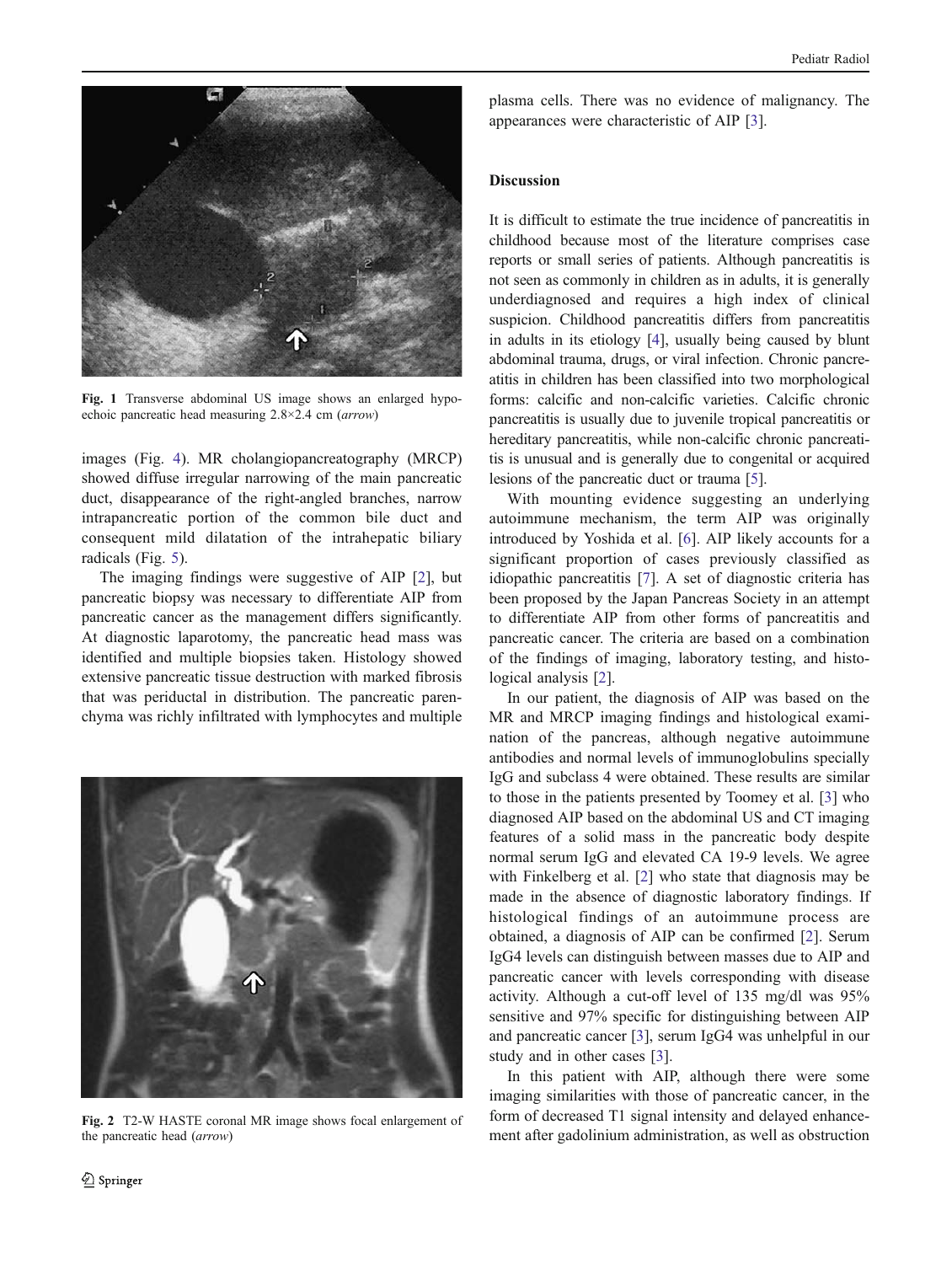Fig. 1 Transverse abdominal US image shows an enlarged hypoechoic pancreatic head measuring 2.8×2.4 cm (*arrow*)

images (Fig. 4). MR cholangiopancreatography (MRCP) showed diffuse irregular narrowing of the main pancreatic duct, disappearance of the right-angled branches, narrow intrapancreatic portion of the common bile duct and consequent mild dilatation of the intrahepatic biliary radicals (Fig. 5).

The imaging findings were suggestive of AIP [2], but pancreatic biopsy was necessary to differentiate AIP from pancreatic cancer as the management differs significantly. At diagnostic laparotomy, the pancreatic head mass was identified and multiple biopsies taken. Histology showed extensive pancreatic tissue destruction with marked fibrosis that was periductal in distribution. The pancreatic parenchyma was richly infiltrated with lymphocytes and multiple plasma cells. There was no evidence of malignancy. The appearances were characteristic of AIP [3].

Fig. 2 T2-W HASTE coronal MR image shows focal enlargement of the pancreatic head (*arrow*)

## Discussion

It is difficult to estimate the true incidence of pancreatitis in childhood because most of the literature comprises case reports or small series of patients. Although pancreatitis is not seen as commonly in children as in adults, it is generally underdiagnosed and requires a high index of clinical suspicion. Childhood pancreatitis differs from pancreatitis in adults in its etiology [4], usually being caused by blunt abdominal trauma, drugs, or viral infection. Chronic pancreatitis in children has been classified into two morphological forms: calcific and non-calcific varieties. Calcific chronic pancreatitis is usually due to juvenile tropical pancreatitis or hereditary pancreatitis, while non-calcific chronic pancreatitis is unusual and is generally due to congenital or acquired lesions of the pancreatic duct or trauma [5].

With mounting evidence suggesting an underlying autoimmune mechanism, the term AIP was originally introduced by Yoshida et al. [6]. AIP likely accounts for a significant proportion of cases previously classified as idiopathic pancreatitis [7]. A set of diagnostic criteria has been proposed by the Japan Pancreas Society in an attempt to differentiate AIP from other forms of pancreatitis and pancreatic cancer. The criteria are based on a combination of the findings of imaging, laboratory testing, and histological analysis [2].

In our patient, the diagnosis of AIP was based on the MR and MRCP imaging findings and histological examination of the pancreas, although negative autoimmune antibodies and normal levels of immunoglobulins specially IgG and subclass 4 were obtained. These results are similar to those in the patients presented by Toomey et al. [3] who diagnosed AIP based on the abdominal US and CT imaging features of a solid mass in the pancreatic body despite normal serum IgG and elevated CA 19-9 levels. We agree with Finkelberg et al. [2] who state that diagnosis may be made in the absence of diagnostic laboratory findings. If histological findings of an autoimmune process are obtained, a diagnosis of AIP can be confirmed [2]. Serum IgG4 levels can distinguish between masses due to AIP and pancreatic cancer with levels corresponding with disease activity. Although a cut-off level of 135 mg/dl was 95% sensitive and 97% specific for distinguishing between AIP and pancreatic cancer [3], serum IgG4 was unhelpful in our study and in other cases [3].

In this patient with AIP, although there were some imaging similarities with those of pancreatic cancer, in the form of decreased T1 signal intensity and delayed enhancement after gadolinium administration, as well as obstruction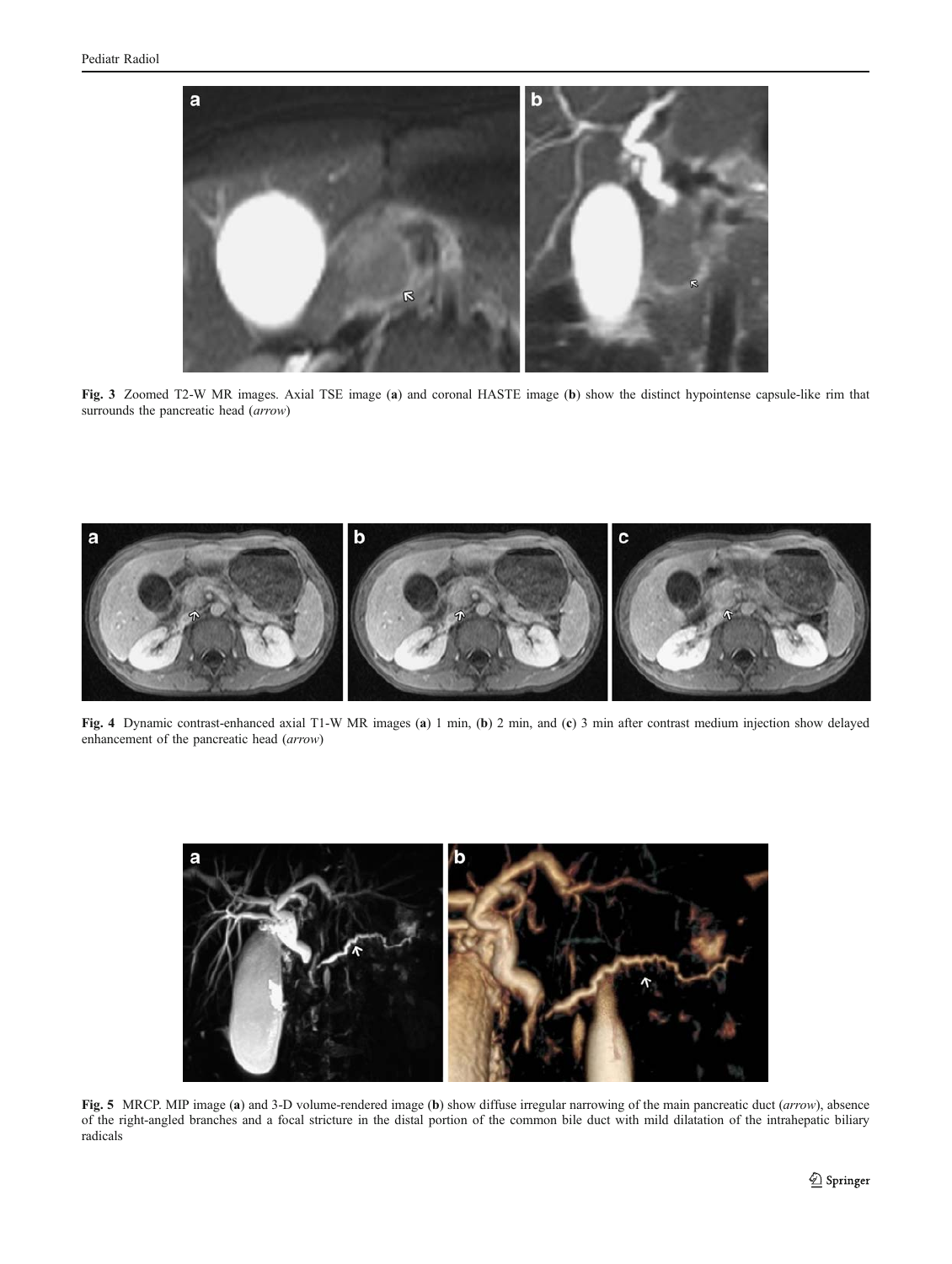Fig. 3 Zoomed T2-W MR images. Axial TSE image (a) and coronal HASTE image (b) show the distinct hypointense capsule-like rim that surrounds the pancreatic head (*arrow*)

Fig. 4 Dynamic contrast-enhanced axial T1-W MR images (a) 1 min, (b) 2 min, and (c) 3 min after contrast medium injection show delayed enhancement of the pancreatic head (*arrow*)

Fig. 5 MRCP. MIP image (a) and 3-D volume-rendered image (b) show diffuse irregular narrowing of the main pancreatic duct (*arrow*), absence of the right-angled branches and a focal stricture in the distal portion of the common bile duct with mild dilatation of the intrahepatic biliary radicals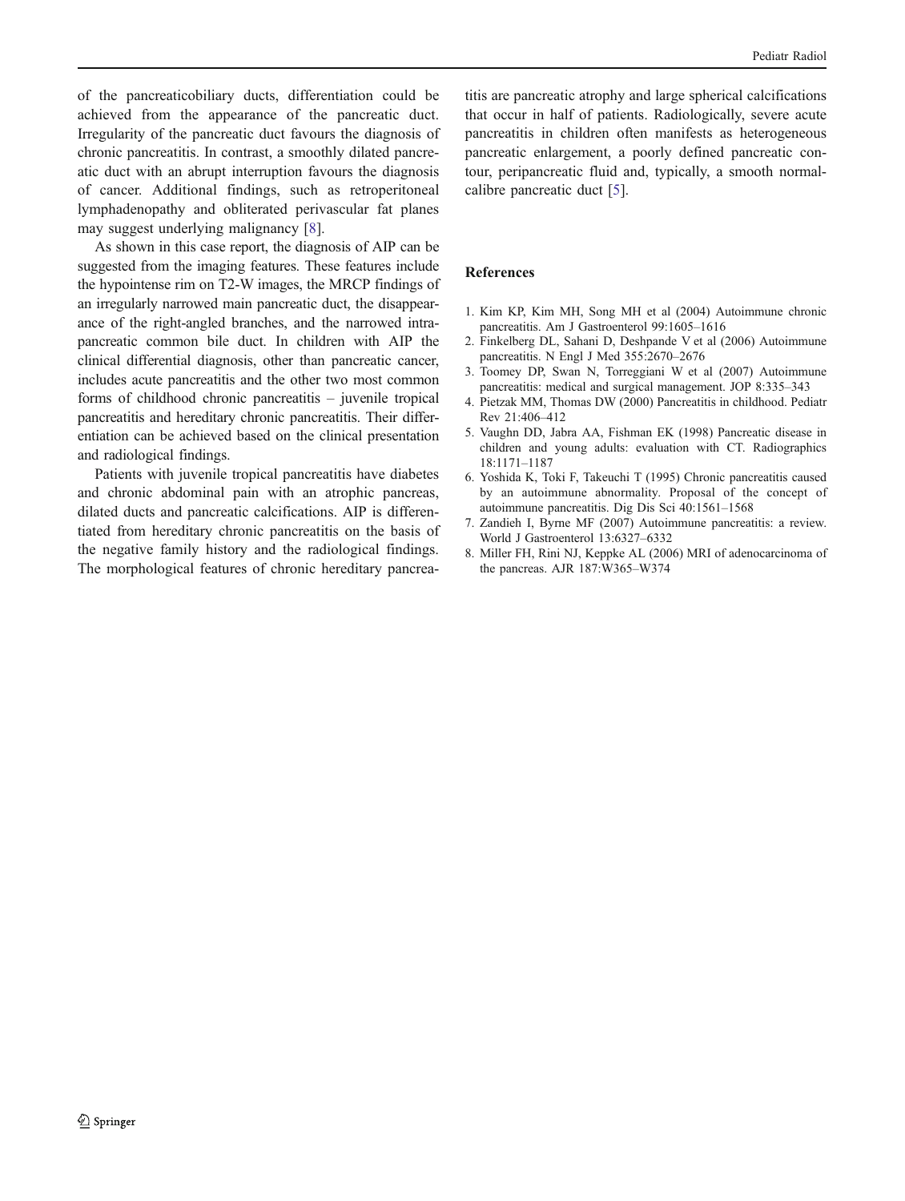of the pancreaticobiliary ducts, differentiation could be achieved from the appearance of the pancreatic duct. Irregularity of the pancreatic duct favours the diagnosis of chronic pancreatitis. In contrast, a smoothly dilated pancreatic duct with an abrupt interruption favours the diagnosis of cancer. Additional findings, such as retroperitoneal lymphadenopathy and obliterated perivascular fat planes may suggest underlying malignancy [8].

As shown in this case report, the diagnosis of AIP can be suggested from the imaging features. These features include the hypointense rim on T2-W images, the MRCP findings of an irregularly narrowed main pancreatic duct, the disappearance of the right-angled branches, and the narrowed intrapancreatic common bile duct. In children with AIP the clinical differential diagnosis, other than pancreatic cancer, includes acute pancreatitis and the other two most common forms of childhood chronic pancreatitis – juvenile tropical pancreatitis and hereditary chronic pancreatitis. Their differentiation can be achieved based on the clinical presentation and radiological findings.

Patients with juvenile tropical pancreatitis have diabetes and chronic abdominal pain with an atrophic pancreas, dilated ducts and pancreatic calcifications. AIP is differentiated from hereditary chronic pancreatitis on the basis of the negative family history and the radiological findings. The morphological features of chronic hereditary pancreatitis are pancreatic atrophy and large spherical calcifications that occur in half of patients. Radiologically, severe acute pancreatitis in children often manifests as heterogeneous pancreatic enlargement, a poorly defined pancreatic contour, peripancreatic fluid and, typically, a smooth normal-calibre pancreatic duct [5].

## References

1. Kim KP, Kim MH, Song MH et al (2004) Autoimmune chronic pancreatitis. Am J Gastroenterol 99:1605–1616
2. Finkelberg DL, Sahani D, Deshpande V et al (2006) Autoimmune pancreatitis. N Engl J Med 355:2670–2676
3. Toomey DP, Swan N, Torreggiani W et al (2007) Autoimmune pancreatitis: medical and surgical management. JOP 8:335–343
4. Pietzak MM, Thomas DW (2000) Pancreatitis in childhood. Pediatr Rev 21:406–412
5. Vaughn DD, Jabra AA, Fishman EK (1998) Pancreatic disease in children and young adults: evaluation with CT. Radiographics 18:1171–1187
6. Yoshida K, Toki F, Takeuchi T (1995) Chronic pancreatitis caused by an autoimmune abnormality. Proposal of the concept of autoimmune pancreatitis. Dig Dis Sci 40:1561–1568
7. Zandieh I, Byrne MF (2007) Autoimmune pancreatitis: a review. World J Gastroenterol 13:6327–6332
8. Miller FH, Rini NJ, Keppke AL (2006) MRI of adenocarcinoma of the pancreas. AJR 187:W365–W374